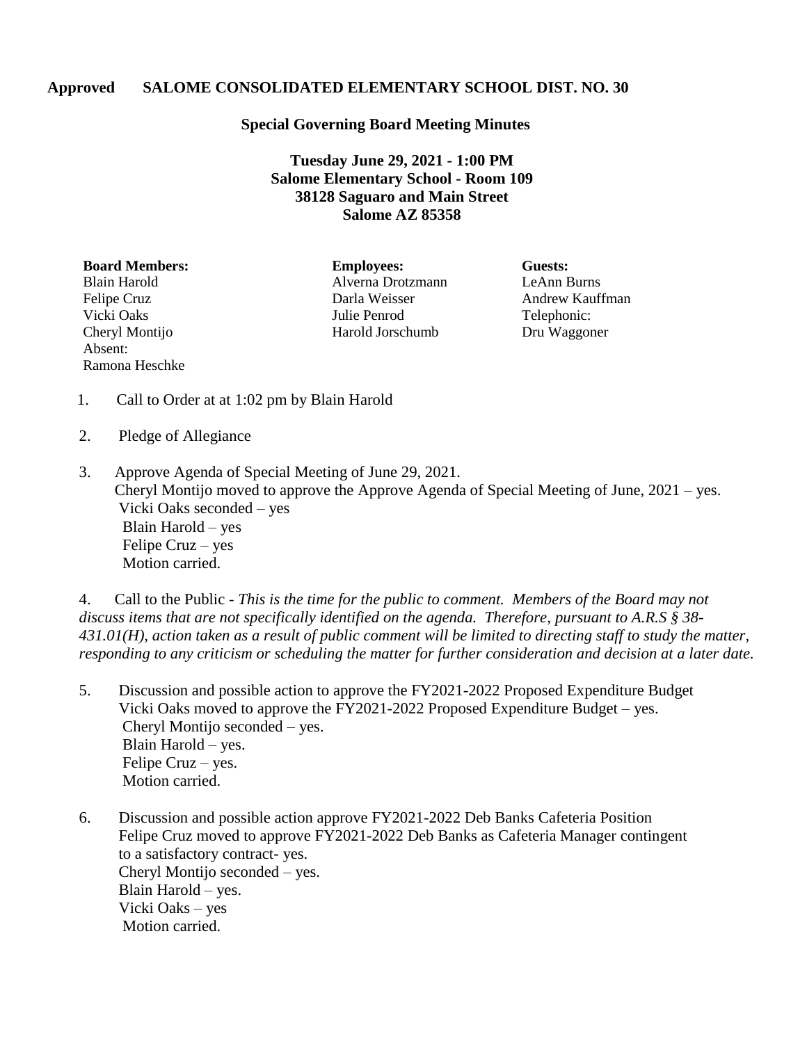**Approved SALOME CONSOLIDATED ELEMENTARY SCHOOL DIST. NO. 30**

**Special Governing Board Meeting Minutes**

**Tuesday June 29, 2021 - 1:00 PM**
**Salome Elementary School - Room 109**
**38128 Saguaro and Main Street**
**Salome AZ 85358**

| Board Members: | Employees: | Guests: |
|---|---|---|
| Blain Harold | Alverna Drotzmann | LeAnn Burns |
| Felipe Cruz | Darla Weisser | Andrew Kauffman |
| Vicki Oaks | Julie Penrod | Telephonic: |
| Cheryl Montijo | Harold Jorschumb | Dru Waggoner |
| Absent: | | |
| Ramona Heschke | | |

1. Call to Order at at 1:02 pm by Blain Harold

2. Pledge of Allegiance

3. Approve Agenda of Special Meeting of June 29, 2021.
   Cheryl Montijo moved to approve the Approve Agenda of Special Meeting of June, 2021 – yes.
   Vicki Oaks seconded – yes
   Blain Harold – yes
   Felipe Cruz – yes
   Motion carried.

4. Call to the Public - *This is the time for the public to comment. Members of the Board may not discuss items that are not specifically identified on the agenda. Therefore, pursuant to A.R.S § 38-431.01(H), action taken as a result of public comment will be limited to directing staff to study the matter, responding to any criticism or scheduling the matter for further consideration and decision at a later date.*

5. Discussion and possible action to approve the FY2021-2022 Proposed Expenditure Budget
   Vicki Oaks moved to approve the FY2021-2022 Proposed Expenditure Budget – yes.
   Cheryl Montijo seconded – yes.
   Blain Harold – yes.
   Felipe Cruz – yes.
   Motion carried.

6. Discussion and possible action approve FY2021-2022 Deb Banks Cafeteria Position
   Felipe Cruz moved to approve FY2021-2022 Deb Banks as Cafeteria Manager contingent to a satisfactory contract- yes.
   Cheryl Montijo seconded – yes.
   Blain Harold – yes.
   Vicki Oaks – yes
   Motion carried.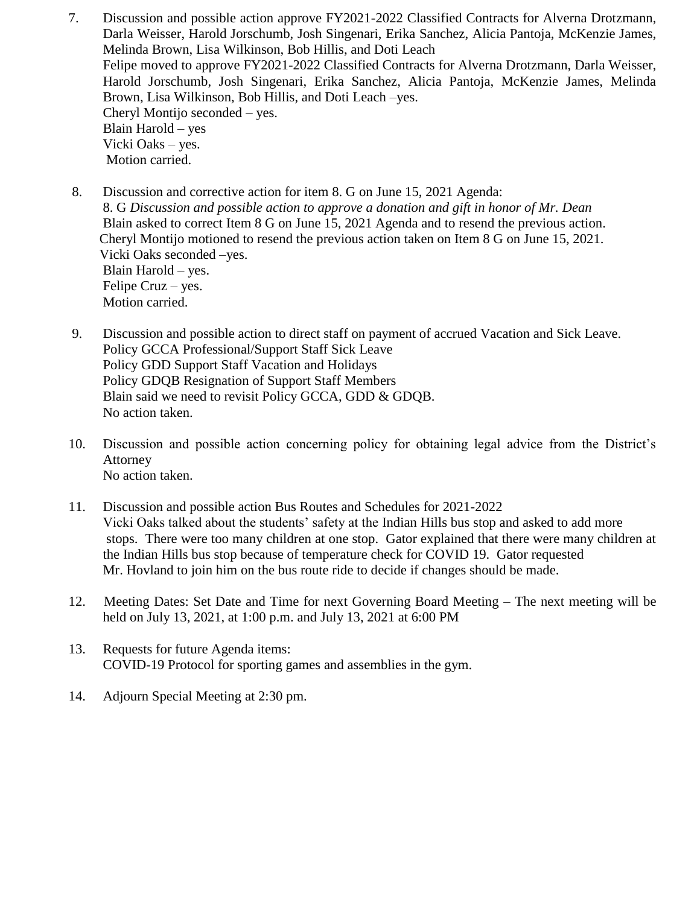7. Discussion and possible action approve FY2021-2022 Classified Contracts for Alverna Drotzmann, Darla Weisser, Harold Jorschumb, Josh Singenari, Erika Sanchez, Alicia Pantoja, McKenzie James, Melinda Brown, Lisa Wilkinson, Bob Hillis, and Doti Leach
   Felipe moved to approve FY2021-2022 Classified Contracts for Alverna Drotzmann, Darla Weisser, Harold Jorschumb, Josh Singenari, Erika Sanchez, Alicia Pantoja, McKenzie James, Melinda Brown, Lisa Wilkinson, Bob Hillis, and Doti Leach –yes.
   Cheryl Montijo seconded – yes.
   Blain Harold – yes
   Vicki Oaks – yes.
   Motion carried.

8. Discussion and corrective action for item 8. G on June 15, 2021 Agenda:
   8. G *Discussion and possible action to approve a donation and gift in honor of Mr. Dean*
   Blain asked to correct Item 8 G on June 15, 2021 Agenda and to resend the previous action.
   Cheryl Montijo motioned to resend the previous action taken on Item 8 G on June 15, 2021.
   Vicki Oaks seconded –yes.
   Blain Harold – yes.
   Felipe Cruz – yes.
   Motion carried.

9. Discussion and possible action to direct staff on payment of accrued Vacation and Sick Leave.
   Policy GCCA Professional/Support Staff Sick Leave
   Policy GDD Support Staff Vacation and Holidays
   Policy GDQB Resignation of Support Staff Members
   Blain said we need to revisit Policy GCCA, GDD & GDQB.
   No action taken.

10. Discussion and possible action concerning policy for obtaining legal advice from the District's Attorney
    No action taken.

11. Discussion and possible action Bus Routes and Schedules for 2021-2022
    Vicki Oaks talked about the students' safety at the Indian Hills bus stop and asked to add more stops. There were too many children at one stop. Gator explained that there were many children at the Indian Hills bus stop because of temperature check for COVID 19. Gator requested Mr. Hovland to join him on the bus route ride to decide if changes should be made.

12. Meeting Dates: Set Date and Time for next Governing Board Meeting – The next meeting will be held on July 13, 2021, at 1:00 p.m. and July 13, 2021 at 6:00 PM

13. Requests for future Agenda items:
    COVID-19 Protocol for sporting games and assemblies in the gym.

14. Adjourn Special Meeting at 2:30 pm.